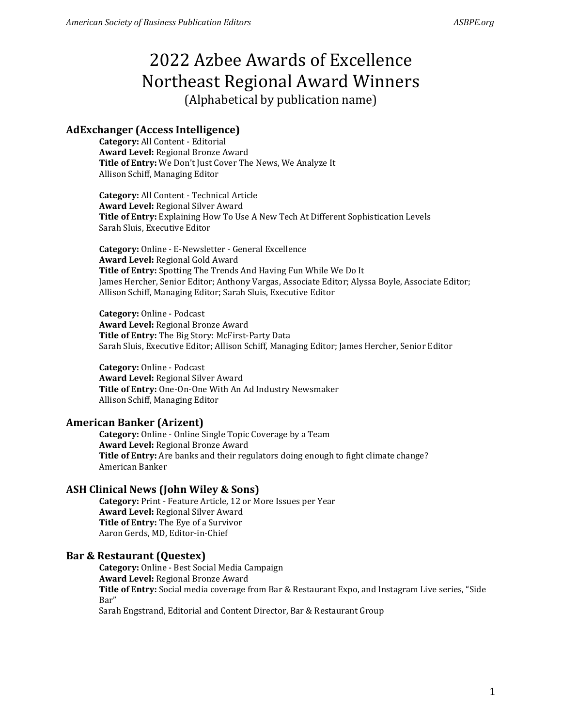# 2022 Azbee Awards of Excellence
# Northeast Regional Award Winners
(Alphabetical by publication name)

## AdExchanger (Access Intelligence)

**Category:** All Content - Editorial
**Award Level:** Regional Bronze Award
**Title of Entry:** We Don't Just Cover The News, We Analyze It
Allison Schiff, Managing Editor

**Category:** All Content - Technical Article
**Award Level:** Regional Silver Award
**Title of Entry:** Explaining How To Use A New Tech At Different Sophistication Levels
Sarah Sluis, Executive Editor

**Category:** Online - E-Newsletter - General Excellence
**Award Level:** Regional Gold Award
**Title of Entry:** Spotting The Trends And Having Fun While We Do It
James Hercher, Senior Editor; Anthony Vargas, Associate Editor; Alyssa Boyle, Associate Editor; Allison Schiff, Managing Editor; Sarah Sluis, Executive Editor

**Category:** Online - Podcast
**Award Level:** Regional Bronze Award
**Title of Entry:** The Big Story: McFirst-Party Data
Sarah Sluis, Executive Editor; Allison Schiff, Managing Editor; James Hercher, Senior Editor

**Category:** Online - Podcast
**Award Level:** Regional Silver Award
**Title of Entry:** One-On-One With An Ad Industry Newsmaker
Allison Schiff, Managing Editor

## American Banker (Arizent)

**Category:** Online - Online Single Topic Coverage by a Team
**Award Level:** Regional Bronze Award
**Title of Entry:** Are banks and their regulators doing enough to fight climate change?
American Banker

## ASH Clinical News (John Wiley & Sons)

**Category:** Print - Feature Article, 12 or More Issues per Year
**Award Level:** Regional Silver Award
**Title of Entry:** The Eye of a Survivor
Aaron Gerds, MD, Editor-in-Chief

## Bar & Restaurant (Questex)

**Category:** Online - Best Social Media Campaign
**Award Level:** Regional Bronze Award
**Title of Entry:** Social media coverage from Bar & Restaurant Expo, and Instagram Live series, "Side Bar"
Sarah Engstrand, Editorial and Content Director, Bar & Restaurant Group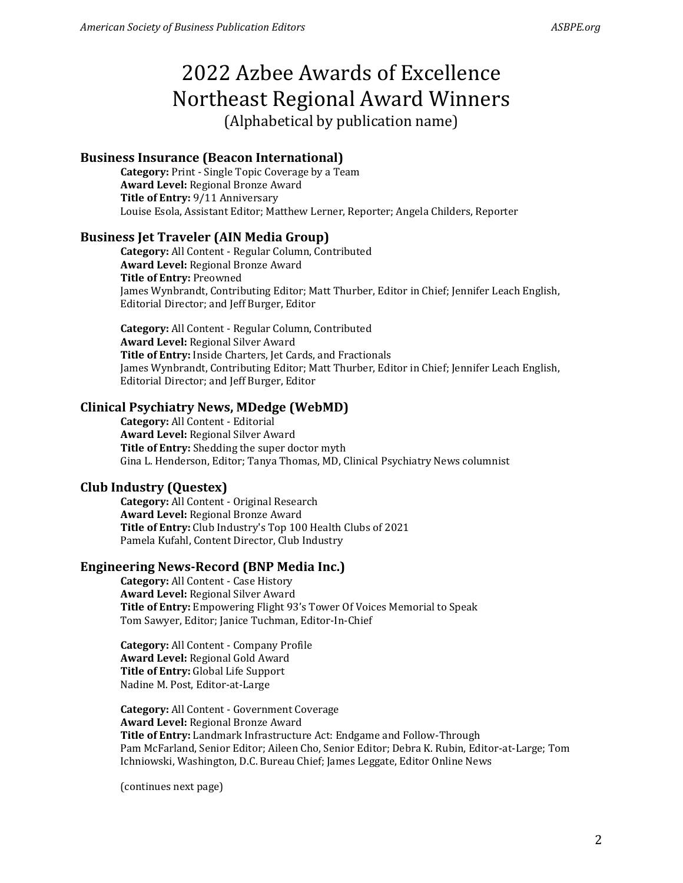# 2022 Azbee Awards of Excellence
# Northeast Regional Award Winners
(Alphabetical by publication name)

### Business Insurance (Beacon International)

**Category:** Print - Single Topic Coverage by a Team
**Award Level:** Regional Bronze Award
**Title of Entry:** 9/11 Anniversary
Louise Esola, Assistant Editor; Matthew Lerner, Reporter; Angela Childers, Reporter

### Business Jet Traveler (AIN Media Group)

**Category:** All Content - Regular Column, Contributed
**Award Level:** Regional Bronze Award
**Title of Entry:** Preowned
James Wynbrandt, Contributing Editor; Matt Thurber, Editor in Chief; Jennifer Leach English, Editorial Director; and Jeff Burger, Editor

**Category:** All Content - Regular Column, Contributed
**Award Level:** Regional Silver Award
**Title of Entry:** Inside Charters, Jet Cards, and Fractionals
James Wynbrandt, Contributing Editor; Matt Thurber, Editor in Chief; Jennifer Leach English, Editorial Director; and Jeff Burger, Editor

### Clinical Psychiatry News, MDedge (WebMD)

**Category:** All Content - Editorial
**Award Level:** Regional Silver Award
**Title of Entry:** Shedding the super doctor myth
Gina L. Henderson, Editor; Tanya Thomas, MD, Clinical Psychiatry News columnist

### Club Industry (Questex)

**Category:** All Content - Original Research
**Award Level:** Regional Bronze Award
**Title of Entry:** Club Industry's Top 100 Health Clubs of 2021
Pamela Kufahl, Content Director, Club Industry

### Engineering News-Record (BNP Media Inc.)

**Category:** All Content - Case History
**Award Level:** Regional Silver Award
**Title of Entry:** Empowering Flight 93's Tower Of Voices Memorial to Speak
Tom Sawyer, Editor; Janice Tuchman, Editor-In-Chief

**Category:** All Content - Company Profile
**Award Level:** Regional Gold Award
**Title of Entry:** Global Life Support
Nadine M. Post, Editor-at-Large

**Category:** All Content - Government Coverage
**Award Level:** Regional Bronze Award
**Title of Entry:** Landmark Infrastructure Act: Endgame and Follow-Through
Pam McFarland, Senior Editor; Aileen Cho, Senior Editor; Debra K. Rubin, Editor-at-Large; Tom Ichniowski, Washington, D.C. Bureau Chief; James Leggate, Editor Online News

(continues next page)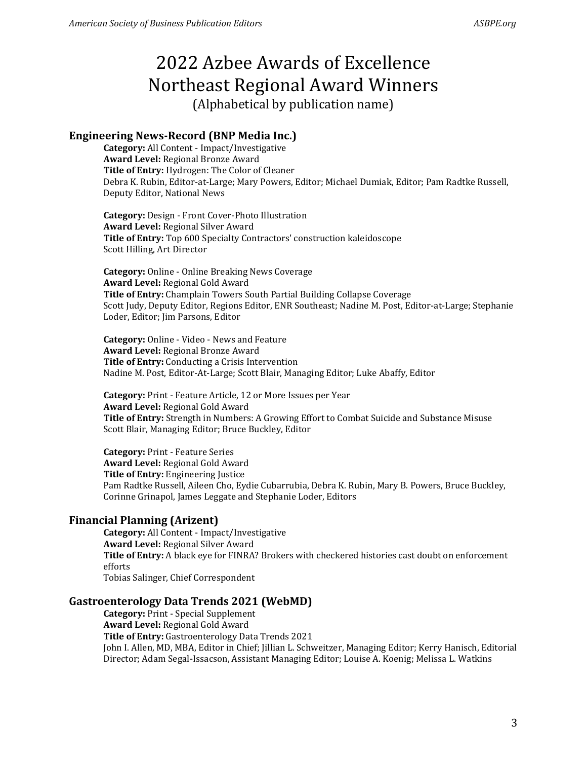# 2022 Azbee Awards of Excellence
# Northeast Regional Award Winners

(Alphabetical by publication name)

## Engineering News-Record (BNP Media Inc.)

**Category:** All Content - Impact/Investigative
**Award Level:** Regional Bronze Award
**Title of Entry:** Hydrogen: The Color of Cleaner
Debra K. Rubin, Editor-at-Large; Mary Powers, Editor; Michael Dumiak, Editor; Pam Radtke Russell, Deputy Editor, National News

**Category:** Design - Front Cover-Photo Illustration
**Award Level:** Regional Silver Award
**Title of Entry:** Top 600 Specialty Contractors' construction kaleidoscope
Scott Hilling, Art Director

**Category:** Online - Online Breaking News Coverage
**Award Level:** Regional Gold Award
**Title of Entry:** Champlain Towers South Partial Building Collapse Coverage
Scott Judy, Deputy Editor, Regions Editor, ENR Southeast; Nadine M. Post, Editor-at-Large; Stephanie Loder, Editor; Jim Parsons, Editor

**Category:** Online - Video - News and Feature
**Award Level:** Regional Bronze Award
**Title of Entry:** Conducting a Crisis Intervention
Nadine M. Post, Editor-At-Large; Scott Blair, Managing Editor; Luke Abaffy, Editor

**Category:** Print - Feature Article, 12 or More Issues per Year
**Award Level:** Regional Gold Award
**Title of Entry:** Strength in Numbers: A Growing Effort to Combat Suicide and Substance Misuse
Scott Blair, Managing Editor; Bruce Buckley, Editor

**Category:** Print - Feature Series
**Award Level:** Regional Gold Award
**Title of Entry:** Engineering Justice
Pam Radtke Russell, Aileen Cho, Eydie Cubarrubia, Debra K. Rubin, Mary B. Powers, Bruce Buckley, Corinne Grinapol, James Leggate and Stephanie Loder, Editors

## Financial Planning (Arizent)

**Category:** All Content - Impact/Investigative
**Award Level:** Regional Silver Award
**Title of Entry:** A black eye for FINRA? Brokers with checkered histories cast doubt on enforcement efforts
Tobias Salinger, Chief Correspondent

## Gastroenterology Data Trends 2021 (WebMD)

**Category:** Print - Special Supplement
**Award Level:** Regional Gold Award
**Title of Entry:** Gastroenterology Data Trends 2021
John I. Allen, MD, MBA, Editor in Chief; Jillian L. Schweitzer, Managing Editor; Kerry Hanisch, Editorial Director; Adam Segal-Issacson, Assistant Managing Editor; Louise A. Koenig; Melissa L. Watkins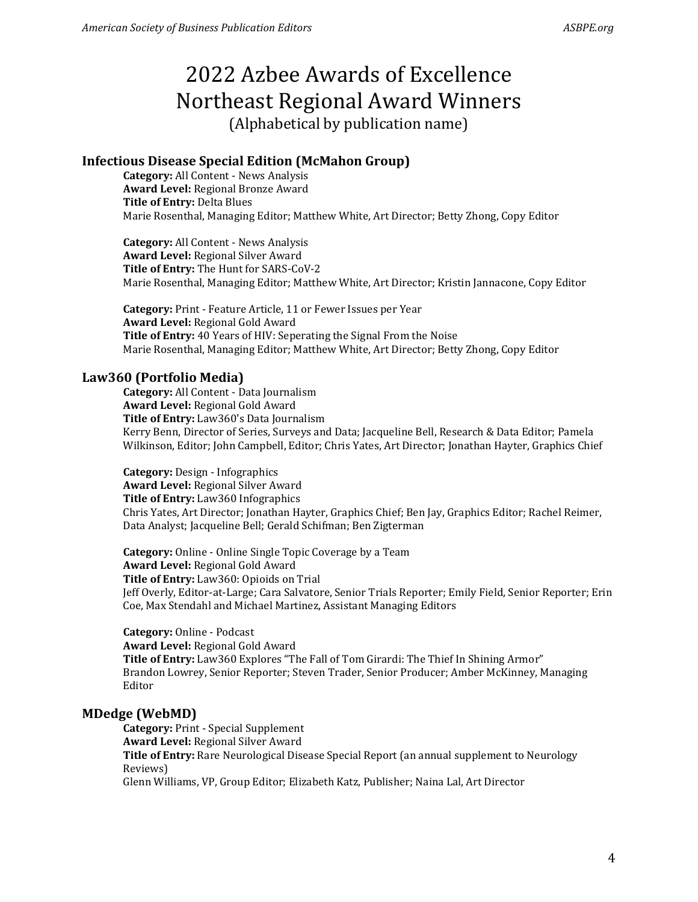# 2022 Azbee Awards of Excellence
# Northeast Regional Award Winners
(Alphabetical by publication name)

## Infectious Disease Special Edition (McMahon Group)

**Category:** All Content - News Analysis
**Award Level:** Regional Bronze Award
**Title of Entry:** Delta Blues
Marie Rosenthal, Managing Editor; Matthew White, Art Director; Betty Zhong, Copy Editor

**Category:** All Content - News Analysis
**Award Level:** Regional Silver Award
**Title of Entry:** The Hunt for SARS-CoV-2
Marie Rosenthal, Managing Editor; Matthew White, Art Director; Kristin Jannacone, Copy Editor

**Category:** Print - Feature Article, 11 or Fewer Issues per Year
**Award Level:** Regional Gold Award
**Title of Entry:** 40 Years of HIV: Seperating the Signal From the Noise
Marie Rosenthal, Managing Editor; Matthew White, Art Director; Betty Zhong, Copy Editor

## Law360 (Portfolio Media)

**Category:** All Content - Data Journalism
**Award Level:** Regional Gold Award
**Title of Entry:** Law360's Data Journalism
Kerry Benn, Director of Series, Surveys and Data; Jacqueline Bell, Research & Data Editor; Pamela Wilkinson, Editor; John Campbell, Editor; Chris Yates, Art Director; Jonathan Hayter, Graphics Chief

**Category:** Design - Infographics
**Award Level:** Regional Silver Award
**Title of Entry:** Law360 Infographics
Chris Yates, Art Director; Jonathan Hayter, Graphics Chief; Ben Jay, Graphics Editor; Rachel Reimer, Data Analyst; Jacqueline Bell; Gerald Schifman; Ben Zigterman

**Category:** Online - Online Single Topic Coverage by a Team
**Award Level:** Regional Gold Award
**Title of Entry:** Law360: Opioids on Trial
Jeff Overly, Editor-at-Large; Cara Salvatore, Senior Trials Reporter; Emily Field, Senior Reporter; Erin Coe, Max Stendahl and Michael Martinez, Assistant Managing Editors

**Category:** Online - Podcast
**Award Level:** Regional Gold Award
**Title of Entry:** Law360 Explores "The Fall of Tom Girardi: The Thief In Shining Armor"
Brandon Lowrey, Senior Reporter; Steven Trader, Senior Producer; Amber McKinney, Managing Editor

## MDedge (WebMD)

**Category:** Print - Special Supplement
**Award Level:** Regional Silver Award
**Title of Entry:** Rare Neurological Disease Special Report (an annual supplement to Neurology Reviews)
Glenn Williams, VP, Group Editor; Elizabeth Katz, Publisher; Naina Lal, Art Director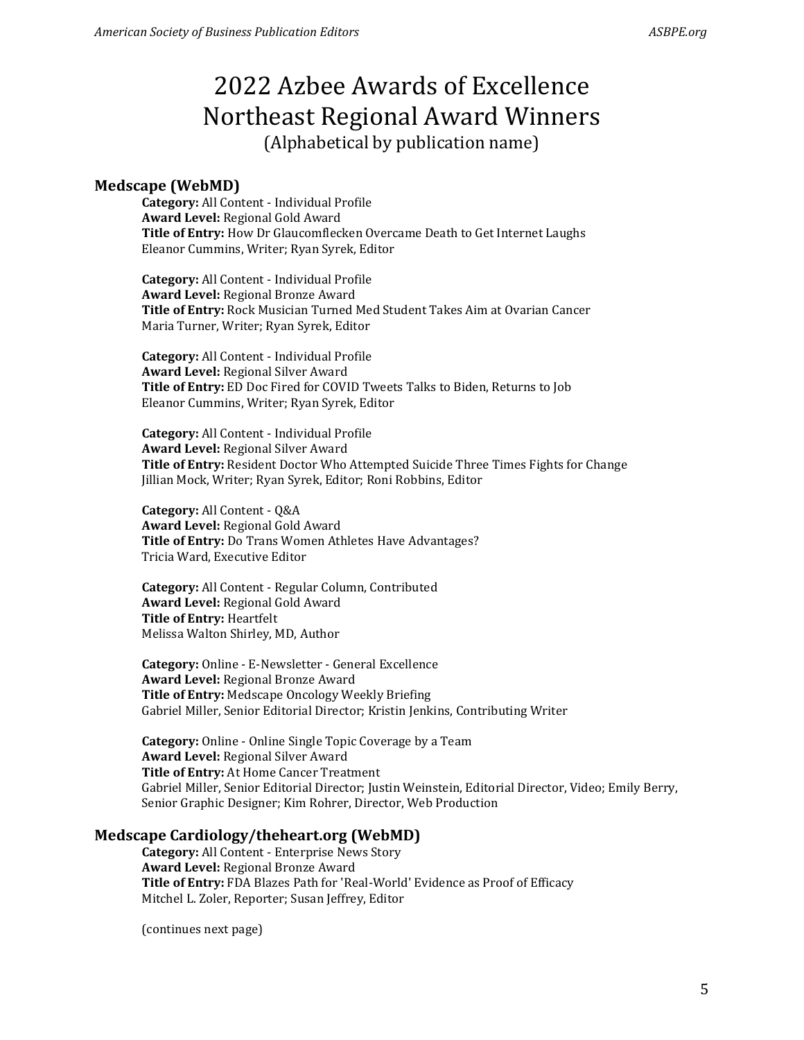# 2022 Azbee Awards of Excellence Northeast Regional Award Winners

(Alphabetical by publication name)

## Medscape (WebMD)

**Category:** All Content - Individual Profile
**Award Level:** Regional Gold Award
**Title of Entry:** How Dr Glaucomflecken Overcame Death to Get Internet Laughs
Eleanor Cummins, Writer; Ryan Syrek, Editor

**Category:** All Content - Individual Profile
**Award Level:** Regional Bronze Award
**Title of Entry:** Rock Musician Turned Med Student Takes Aim at Ovarian Cancer
Maria Turner, Writer; Ryan Syrek, Editor

**Category:** All Content - Individual Profile
**Award Level:** Regional Silver Award
**Title of Entry:** ED Doc Fired for COVID Tweets Talks to Biden, Returns to Job
Eleanor Cummins, Writer; Ryan Syrek, Editor

**Category:** All Content - Individual Profile
**Award Level:** Regional Silver Award
**Title of Entry:** Resident Doctor Who Attempted Suicide Three Times Fights for Change
Jillian Mock, Writer; Ryan Syrek, Editor; Roni Robbins, Editor

**Category:** All Content - Q&A
**Award Level:** Regional Gold Award
**Title of Entry:** Do Trans Women Athletes Have Advantages?
Tricia Ward, Executive Editor

**Category:** All Content - Regular Column, Contributed
**Award Level:** Regional Gold Award
**Title of Entry:** Heartfelt
Melissa Walton Shirley, MD, Author

**Category:** Online - E-Newsletter - General Excellence
**Award Level:** Regional Bronze Award
**Title of Entry:** Medscape Oncology Weekly Briefing
Gabriel Miller, Senior Editorial Director; Kristin Jenkins, Contributing Writer

**Category:** Online - Online Single Topic Coverage by a Team
**Award Level:** Regional Silver Award
**Title of Entry:** At Home Cancer Treatment
Gabriel Miller, Senior Editorial Director; Justin Weinstein, Editorial Director, Video; Emily Berry, Senior Graphic Designer; Kim Rohrer, Director, Web Production

## Medscape Cardiology/theheart.org (WebMD)

**Category:** All Content - Enterprise News Story
**Award Level:** Regional Bronze Award
**Title of Entry:** FDA Blazes Path for 'Real-World' Evidence as Proof of Efficacy
Mitchel L. Zoler, Reporter; Susan Jeffrey, Editor

(continues next page)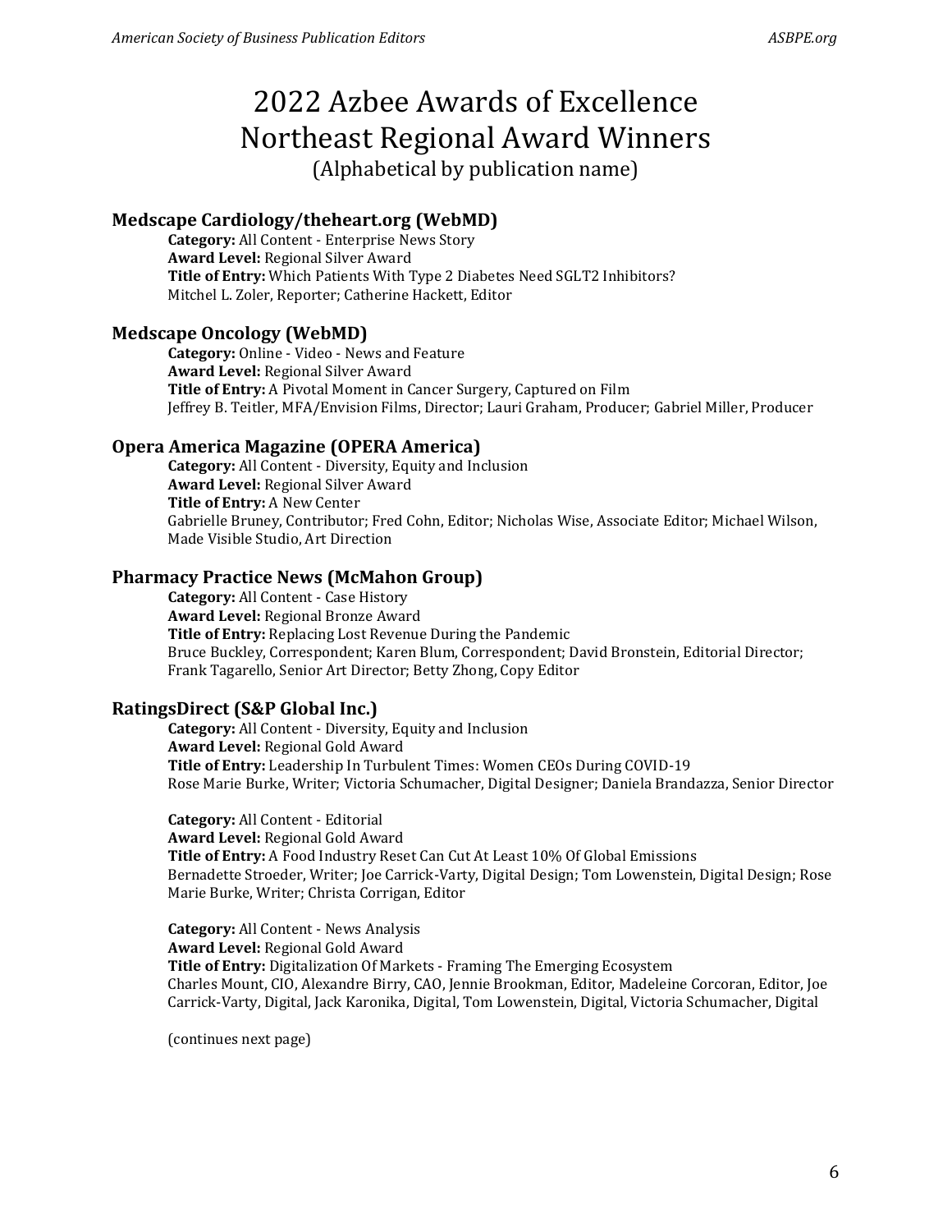# 2022 Azbee Awards of Excellence Northeast Regional Award Winners

(Alphabetical by publication name)

### Medscape Cardiology/theheart.org (WebMD)

**Category:** All Content - Enterprise News Story
**Award Level:** Regional Silver Award
**Title of Entry:** Which Patients With Type 2 Diabetes Need SGLT2 Inhibitors?
Mitchel L. Zoler, Reporter; Catherine Hackett, Editor

### Medscape Oncology (WebMD)

**Category:** Online - Video - News and Feature
**Award Level:** Regional Silver Award
**Title of Entry:** A Pivotal Moment in Cancer Surgery, Captured on Film
Jeffrey B. Teitler, MFA/Envision Films, Director; Lauri Graham, Producer; Gabriel Miller, Producer

### Opera America Magazine (OPERA America)

**Category:** All Content - Diversity, Equity and Inclusion
**Award Level:** Regional Silver Award
**Title of Entry:** A New Center
Gabrielle Bruney, Contributor; Fred Cohn, Editor; Nicholas Wise, Associate Editor; Michael Wilson, Made Visible Studio, Art Direction

### Pharmacy Practice News (McMahon Group)

**Category:** All Content - Case History
**Award Level:** Regional Bronze Award
**Title of Entry:** Replacing Lost Revenue During the Pandemic
Bruce Buckley, Correspondent; Karen Blum, Correspondent; David Bronstein, Editorial Director; Frank Tagarello, Senior Art Director; Betty Zhong, Copy Editor

### RatingsDirect (S&P Global Inc.)

**Category:** All Content - Diversity, Equity and Inclusion
**Award Level:** Regional Gold Award
**Title of Entry:** Leadership In Turbulent Times: Women CEOs During COVID-19
Rose Marie Burke, Writer; Victoria Schumacher, Digital Designer; Daniela Brandazza, Senior Director

**Category:** All Content - Editorial
**Award Level:** Regional Gold Award
**Title of Entry:** A Food Industry Reset Can Cut At Least 10% Of Global Emissions
Bernadette Stroeder, Writer; Joe Carrick-Varty, Digital Design; Tom Lowenstein, Digital Design; Rose Marie Burke, Writer; Christa Corrigan, Editor

**Category:** All Content - News Analysis
**Award Level:** Regional Gold Award
**Title of Entry:** Digitalization Of Markets - Framing The Emerging Ecosystem
Charles Mount, CIO, Alexandre Birry, CAO, Jennie Brookman, Editor, Madeleine Corcoran, Editor, Joe Carrick-Varty, Digital, Jack Karonika, Digital, Tom Lowenstein, Digital, Victoria Schumacher, Digital

(continues next page)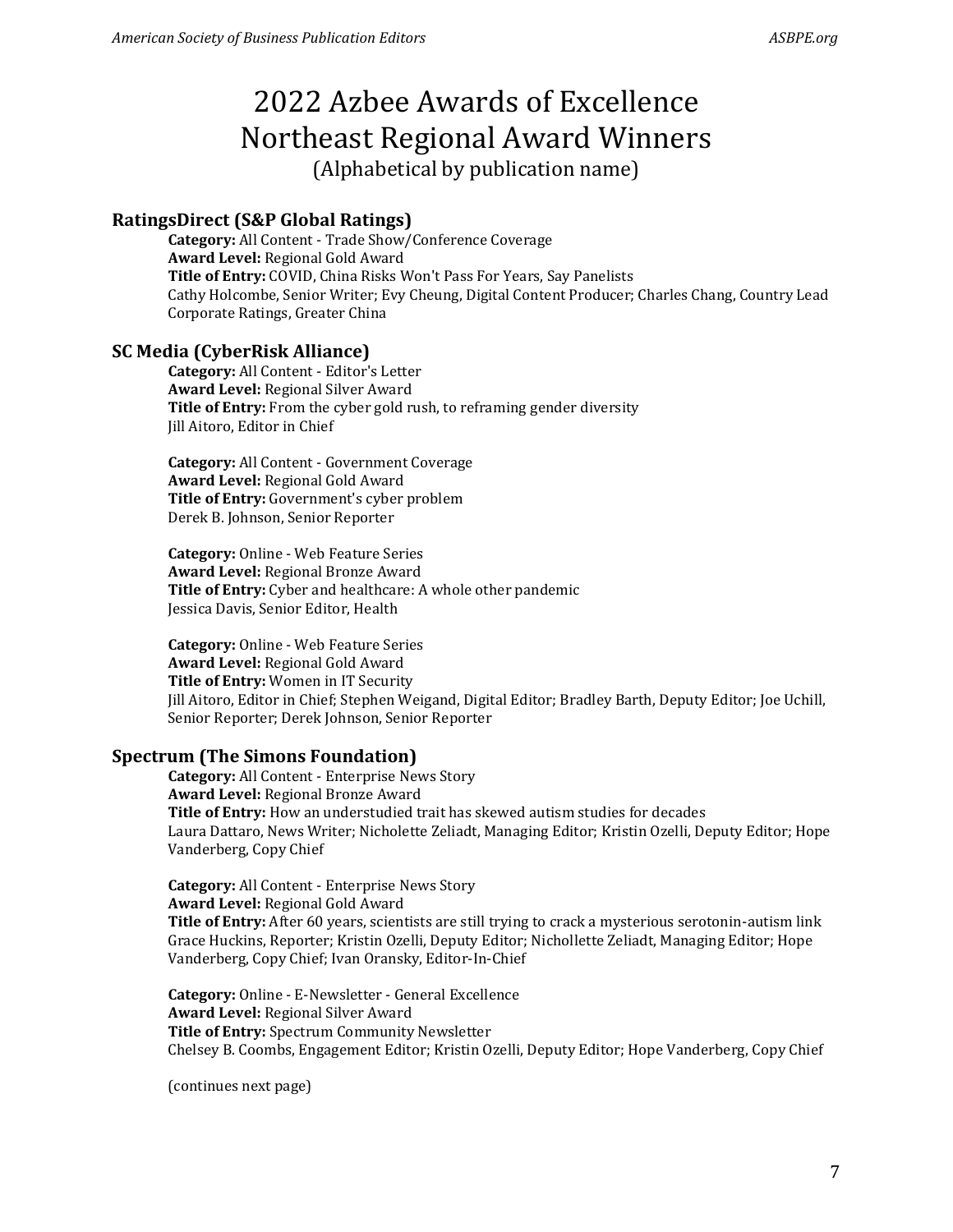# 2022 Azbee Awards of Excellence Northeast Regional Award Winners

(Alphabetical by publication name)

### RatingsDirect (S&P Global Ratings)

**Category:** All Content - Trade Show/Conference Coverage
**Award Level:** Regional Gold Award
**Title of Entry:** COVID, China Risks Won't Pass For Years, Say Panelists
Cathy Holcombe, Senior Writer; Evy Cheung, Digital Content Producer; Charles Chang, Country Lead Corporate Ratings, Greater China

### SC Media (CyberRisk Alliance)

**Category:** All Content - Editor's Letter
**Award Level:** Regional Silver Award
**Title of Entry:** From the cyber gold rush, to reframing gender diversity
Jill Aitoro, Editor in Chief

**Category:** All Content - Government Coverage
**Award Level:** Regional Gold Award
**Title of Entry:** Government's cyber problem
Derek B. Johnson, Senior Reporter

**Category:** Online - Web Feature Series
**Award Level:** Regional Bronze Award
**Title of Entry:** Cyber and healthcare: A whole other pandemic
Jessica Davis, Senior Editor, Health

**Category:** Online - Web Feature Series
**Award Level:** Regional Gold Award
**Title of Entry:** Women in IT Security
Jill Aitoro, Editor in Chief; Stephen Weigand, Digital Editor; Bradley Barth, Deputy Editor; Joe Uchill, Senior Reporter; Derek Johnson, Senior Reporter

### Spectrum (The Simons Foundation)

**Category:** All Content - Enterprise News Story
**Award Level:** Regional Bronze Award
**Title of Entry:** How an understudied trait has skewed autism studies for decades
Laura Dattaro, News Writer; Nicholette Zeliadt, Managing Editor; Kristin Ozelli, Deputy Editor; Hope Vanderberg, Copy Chief

**Category:** All Content - Enterprise News Story
**Award Level:** Regional Gold Award
**Title of Entry:** After 60 years, scientists are still trying to crack a mysterious serotonin-autism link
Grace Huckins, Reporter; Kristin Ozelli, Deputy Editor; Nichollette Zeliadt, Managing Editor; Hope Vanderberg, Copy Chief; Ivan Oransky, Editor-In-Chief

**Category:** Online - E-Newsletter - General Excellence
**Award Level:** Regional Silver Award
**Title of Entry:** Spectrum Community Newsletter
Chelsey B. Coombs, Engagement Editor; Kristin Ozelli, Deputy Editor; Hope Vanderberg, Copy Chief

(continues next page)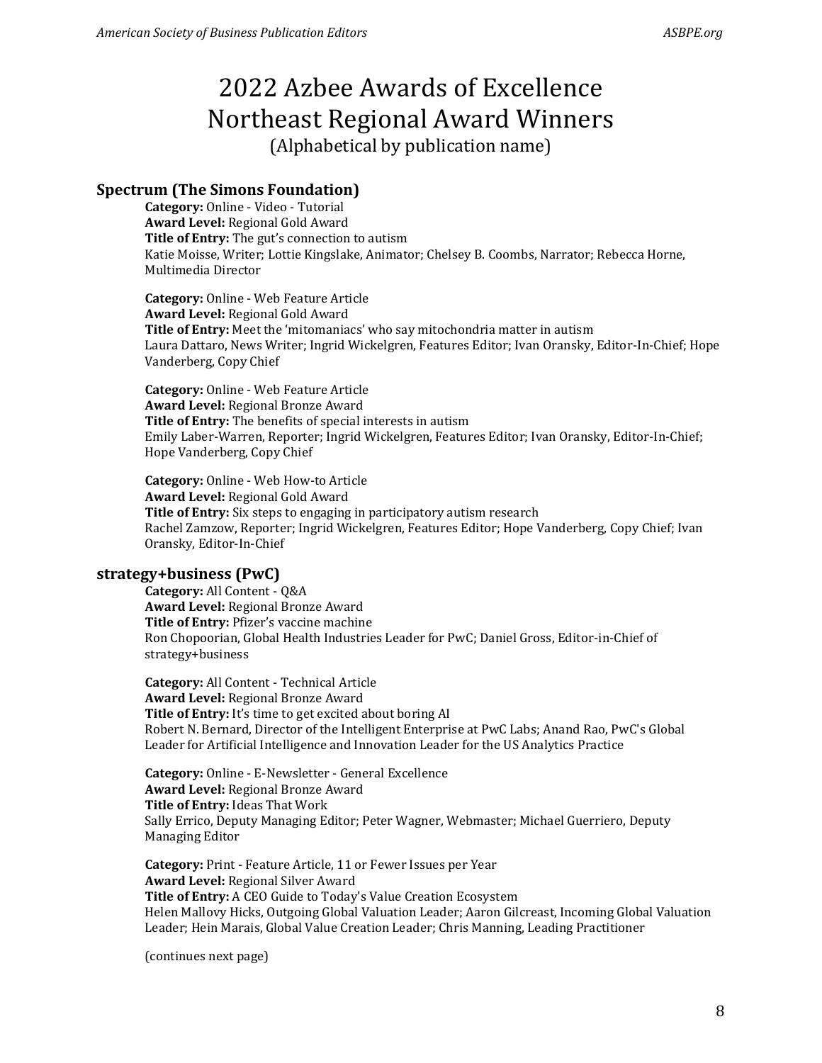# 2022 Azbee Awards of Excellence
# Northeast Regional Award Winners

(Alphabetical by publication name)

## Spectrum (The Simons Foundation)

**Category:** Online - Video - Tutorial
**Award Level:** Regional Gold Award
**Title of Entry:** The gut's connection to autism
Katie Moisse, Writer; Lottie Kingslake, Animator; Chelsey B. Coombs, Narrator; Rebecca Horne, Multimedia Director

**Category:** Online - Web Feature Article
**Award Level:** Regional Gold Award
**Title of Entry:** Meet the 'mitomaniacs' who say mitochondria matter in autism
Laura Dattaro, News Writer; Ingrid Wickelgren, Features Editor; Ivan Oransky, Editor-In-Chief; Hope Vanderberg, Copy Chief

**Category:** Online - Web Feature Article
**Award Level:** Regional Bronze Award
**Title of Entry:** The benefits of special interests in autism
Emily Laber-Warren, Reporter; Ingrid Wickelgren, Features Editor; Ivan Oransky, Editor-In-Chief; Hope Vanderberg, Copy Chief

**Category:** Online - Web How-to Article
**Award Level:** Regional Gold Award
**Title of Entry:** Six steps to engaging in participatory autism research
Rachel Zamzow, Reporter; Ingrid Wickelgren, Features Editor; Hope Vanderberg, Copy Chief; Ivan Oransky, Editor-In-Chief

## strategy+business (PwC)

**Category:** All Content - Q&A
**Award Level:** Regional Bronze Award
**Title of Entry:** Pfizer's vaccine machine
Ron Chopoorian, Global Health Industries Leader for PwC; Daniel Gross, Editor-in-Chief of strategy+business

**Category:** All Content - Technical Article
**Award Level:** Regional Bronze Award
**Title of Entry:** It's time to get excited about boring AI
Robert N. Bernard, Director of the Intelligent Enterprise at PwC Labs; Anand Rao, PwC's Global Leader for Artificial Intelligence and Innovation Leader for the US Analytics Practice

**Category:** Online - E-Newsletter - General Excellence
**Award Level:** Regional Bronze Award
**Title of Entry:** Ideas That Work
Sally Errico, Deputy Managing Editor; Peter Wagner, Webmaster; Michael Guerriero, Deputy Managing Editor

**Category:** Print - Feature Article, 11 or Fewer Issues per Year
**Award Level:** Regional Silver Award
**Title of Entry:** A CEO Guide to Today's Value Creation Ecosystem
Helen Mallovy Hicks, Outgoing Global Valuation Leader; Aaron Gilcreast, Incoming Global Valuation Leader; Hein Marais, Global Value Creation Leader; Chris Manning, Leading Practitioner

(continues next page)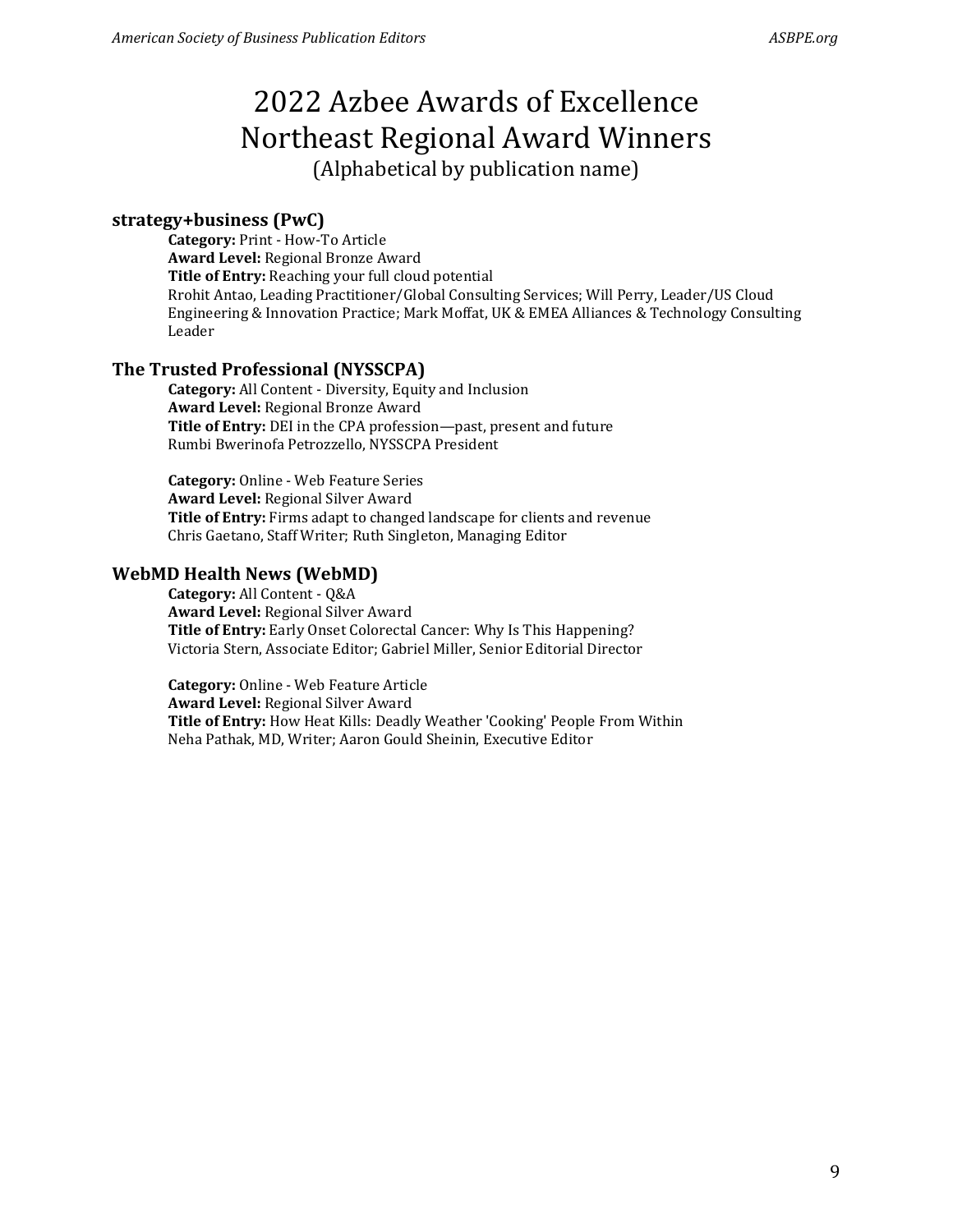# 2022 Azbee Awards of Excellence
# Northeast Regional Award Winners
(Alphabetical by publication name)

## strategy+business (PwC)

**Category:** Print - How-To Article
**Award Level:** Regional Bronze Award
**Title of Entry:** Reaching your full cloud potential
Rrohit Antao, Leading Practitioner/Global Consulting Services; Will Perry, Leader/US Cloud Engineering & Innovation Practice; Mark Moffat, UK & EMEA Alliances & Technology Consulting Leader

## The Trusted Professional (NYSSCPA)

**Category:** All Content - Diversity, Equity and Inclusion
**Award Level:** Regional Bronze Award
**Title of Entry:** DEI in the CPA profession—past, present and future
Rumbi Bwerinofa Petrozzello, NYSSCPA President

**Category:** Online - Web Feature Series
**Award Level:** Regional Silver Award
**Title of Entry:** Firms adapt to changed landscape for clients and revenue
Chris Gaetano, Staff Writer; Ruth Singleton, Managing Editor

## WebMD Health News (WebMD)

**Category:** All Content - Q&A
**Award Level:** Regional Silver Award
**Title of Entry:** Early Onset Colorectal Cancer: Why Is This Happening?
Victoria Stern, Associate Editor; Gabriel Miller, Senior Editorial Director

**Category:** Online - Web Feature Article
**Award Level:** Regional Silver Award
**Title of Entry:** How Heat Kills: Deadly Weather 'Cooking' People From Within
Neha Pathak, MD, Writer; Aaron Gould Sheinin, Executive Editor